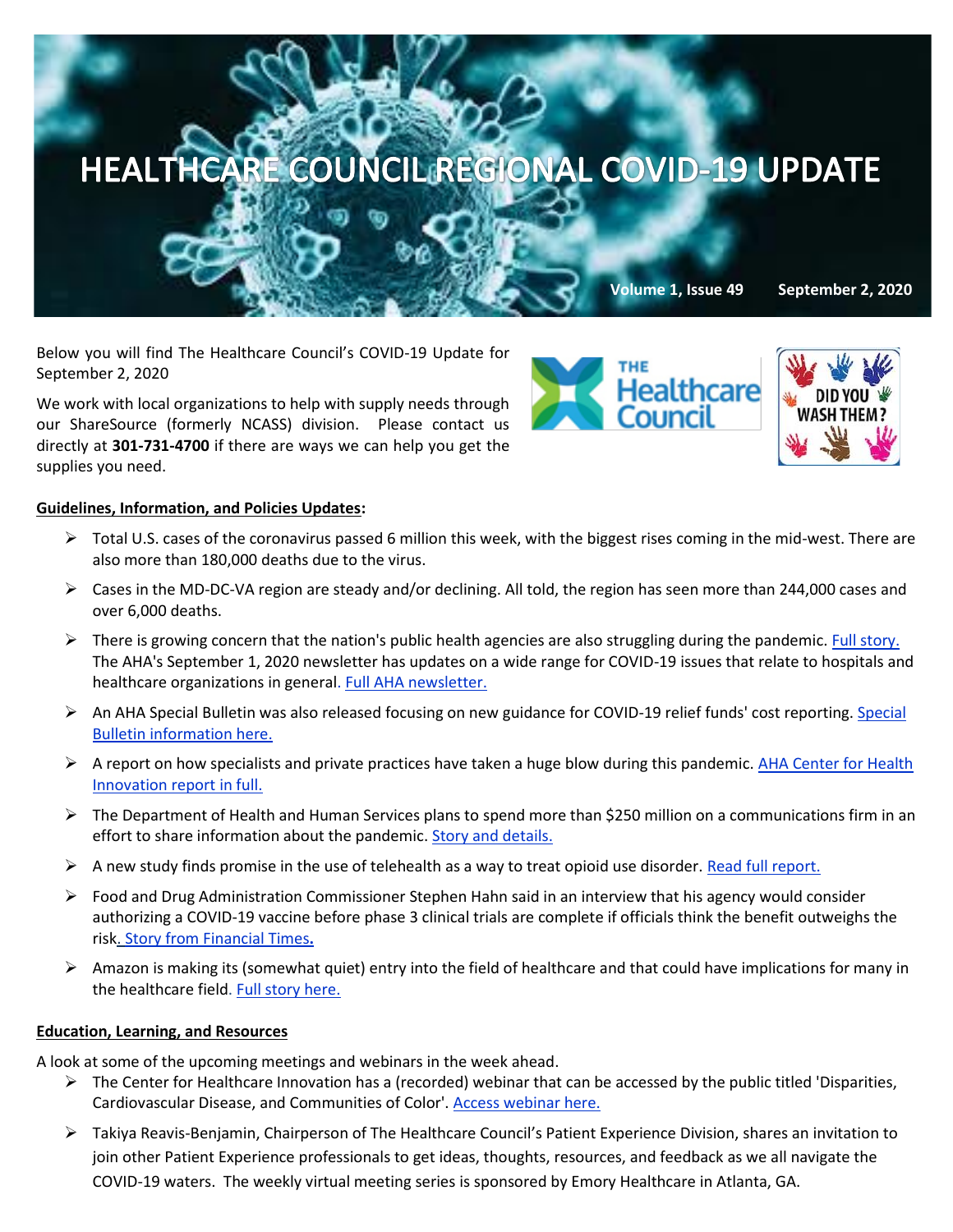# HEALTHCARE COUNCIL REGIONAL COVID-19 UPDATE

**Volume 1, Issue 49 September 2, 2020**

Below you will find The Healthcare Council's COVID-19 Update for September 2, 2020

We work with local organizations to help with supply needs through our ShareSource (formerly NCASS) division. Please contact us directly at **301-731-4700** if there are ways we can help you get the supplies you need.

**Guidelines, Information, and Policies Updates:**

- Total U.S. cases of the coronavirus passed 6 million this week, with the biggest rises coming in the mid-west. There are also more than 180,000 deaths due to the virus.
- Cases in the MD-DC-VA region are steady and/or declining. All told, the region has seen more than 244,000 cases and over 6,000 deaths.
- There is growing concern that the nation's public health agencies are also struggling during the pandemic. Full story. The AHA's September 1, 2020 newsletter has updates on a wide range for COVID-19 issues that relate to hospitals and healthcare organizations in general. Full AHA newsletter.
- An AHA Special Bulletin was also released focusing on new guidance for COVID-19 relief funds' cost reporting. Special Bulletin information here.
- A report on how specialists and private practices have taken a huge blow during this pandemic. AHA Center for Health Innovation report in full.
- The Department of Health and Human Services plans to spend more than $250 million on a communications firm in an effort to share information about the pandemic. Story and details.
- A new study finds promise in the use of telehealth as a way to treat opioid use disorder. Read full report.
- Food and Drug Administration Commissioner Stephen Hahn said in an interview that his agency would consider authorizing a COVID-19 vaccine before phase 3 clinical trials are complete if officials think the benefit outweighs the risk. Story from Financial Times.
- Amazon is making its (somewhat quiet) entry into the field of healthcare and that could have implications for many in the healthcare field. Full story here.

**Education, Learning, and Resources**

A look at some of the upcoming meetings and webinars in the week ahead.

- The Center for Healthcare Innovation has a (recorded) webinar that can be accessed by the public titled 'Disparities, Cardiovascular Disease, and Communities of Color'. Access webinar here.
- Takiya Reavis-Benjamin, Chairperson of The Healthcare Council's Patient Experience Division, shares an invitation to join other Patient Experience professionals to get ideas, thoughts, resources, and feedback as we all navigate the COVID-19 waters. The weekly virtual meeting series is sponsored by Emory Healthcare in Atlanta, GA.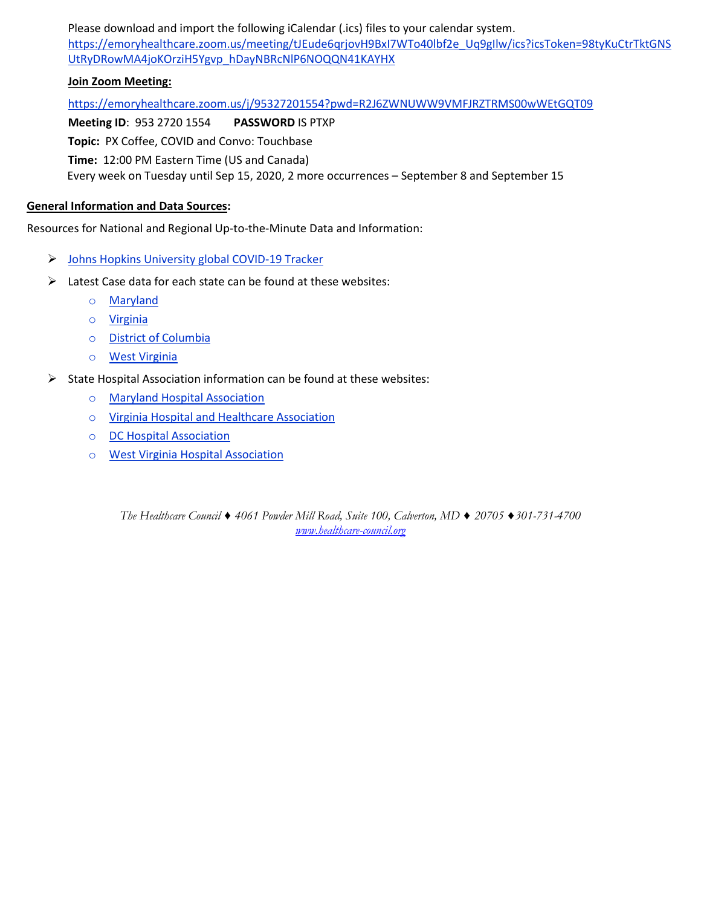Please download and import the following iCalendar (.ics) files to your calendar system.
https://emoryhealthcare.zoom.us/meeting/tJEude6qrjovH9BxI7WTo40lbf2e_Uq9gIlw/ics?icsToken=98tyKuCtrTktGNSUtRyDRowMA4joKOrziH5Ygvp_hDayNBRcNlP6NOQQN41KAYHX

**Join Zoom Meeting:**

https://emoryhealthcare.zoom.us/j/95327201554?pwd=R2J6ZWNUWW9VMFJRZTRMS00wWEtGQT09

**Meeting ID**: 953 2720 1554 **PASSWORD** IS PTXP

**Topic:** PX Coffee, COVID and Convo: Touchbase

**Time:** 12:00 PM Eastern Time (US and Canada)

Every week on Tuesday until Sep 15, 2020, 2 more occurrences – September 8 and September 15

**General Information and Data Sources:**

Resources for National and Regional Up-to-the-Minute Data and Information:

- Johns Hopkins University global COVID-19 Tracker
- Latest Case data for each state can be found at these websites:
  - Maryland
  - Virginia
  - District of Columbia
  - West Virginia
- State Hospital Association information can be found at these websites:
  - Maryland Hospital Association
  - Virginia Hospital and Healthcare Association
  - DC Hospital Association
  - West Virginia Hospital Association

*The Healthcare Council ♦ 4061 Powder Mill Road, Suite 100, Calverton, MD ♦ 20705 ♦301-731-4700*
*www.healthcare-council.org*